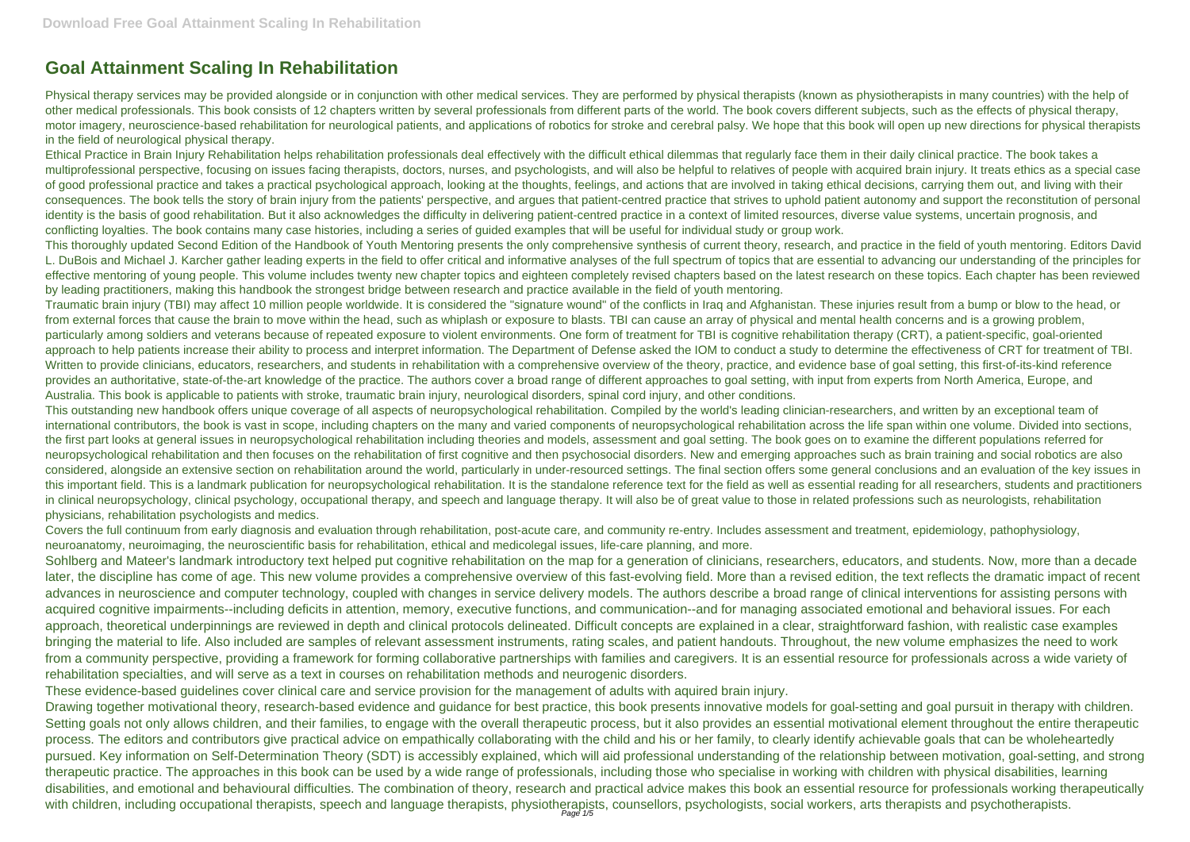# Goal Attainment Scaling In Rehabilitation

Physical therapy services may be provided alongside or in conjunction with other medical services. They are performed by physical therapists (known as physiotherapists in many countries) with the help of other medical professionals. This book consists of 12 chapters written by several professionals from different parts of the world. The book covers different subjects, such as the effects of physical therapy, motor imagery, neuroscience-based rehabilitation for neurological patients, and applications of robotics for stroke and cerebral palsy. We hope that this book will open up new directions for physical therapists in the field of neurological physical therapy.

Ethical Practice in Brain Injury Rehabilitation helps rehabilitation professionals deal effectively with the difficult ethical dilemmas that regularly face them in their daily clinical practice. The book takes a multiprofessional perspective, focusing on issues facing therapists, doctors, nurses, and psychologists, and will also be helpful to relatives of people with acquired brain injury. It treats ethics as a special case of good professional practice and takes a practical psychological approach, looking at the thoughts, feelings, and actions that are involved in taking ethical decisions, carrying them out, and living with their consequences. The book tells the story of brain injury from the patients' perspective, and argues that patient-centred practice that strives to uphold patient autonomy and support the reconstitution of personal identity is the basis of good rehabilitation. But it also acknowledges the difficulty in delivering patient-centred practice in a context of limited resources, diverse value systems, uncertain prognosis, and conflicting loyalties. The book contains many case histories, including a series of guided examples that will be useful for individual study or group work.

This thoroughly updated Second Edition of the Handbook of Youth Mentoring presents the only comprehensive synthesis of current theory, research, and practice in the field of youth mentoring. Editors David L. DuBois and Michael J. Karcher gather leading experts in the field to offer critical and informative analyses of the full spectrum of topics that are essential to advancing our understanding of the principles for effective mentoring of young people. This volume includes twenty new chapter topics and eighteen completely revised chapters based on the latest research on these topics. Each chapter has been reviewed by leading practitioners, making this handbook the strongest bridge between research and practice available in the field of youth mentoring.

Traumatic brain injury (TBI) may affect 10 million people worldwide. It is considered the "signature wound" of the conflicts in Iraq and Afghanistan. These injuries result from a bump or blow to the head, or from external forces that cause the brain to move within the head, such as whiplash or exposure to blasts. TBI can cause an array of physical and mental health concerns and is a growing problem, particularly among soldiers and veterans because of repeated exposure to violent environments. One form of treatment for TBI is cognitive rehabilitation therapy (CRT), a patient-specific, goal-oriented approach to help patients increase their ability to process and interpret information. The Department of Defense asked the IOM to conduct a study to determine the effectiveness of CRT for treatment of TBI.

Written to provide clinicians, educators, researchers, and students in rehabilitation with a comprehensive overview of the theory, practice, and evidence base of goal setting, this first-of-its-kind reference provides an authoritative, state-of-the-art knowledge of the practice. The authors cover a broad range of different approaches to goal setting, with input from experts from North America, Europe, and Australia. This book is applicable to patients with stroke, traumatic brain injury, neurological disorders, spinal cord injury, and other conditions.

This outstanding new handbook offers unique coverage of all aspects of neuropsychological rehabilitation. Compiled by the world's leading clinician-researchers, and written by an exceptional team of international contributors, the book is vast in scope, including chapters on the many and varied components of neuropsychological rehabilitation across the life span within one volume. Divided into sections, the first part looks at general issues in neuropsychological rehabilitation including theories and models, assessment and goal setting. The book goes on to examine the different populations referred for neuropsychological rehabilitation and then focuses on the rehabilitation of first cognitive and then psychosocial disorders. New and emerging approaches such as brain training and social robotics are also considered, alongside an extensive section on rehabilitation around the world, particularly in under-resourced settings. The final section offers some general conclusions and an evaluation of the key issues in this important field. This is a landmark publication for neuropsychological rehabilitation. It is the standalone reference text for the field as well as essential reading for all researchers, students and practitioners in clinical neuropsychology, clinical psychology, occupational therapy, and speech and language therapy. It will also be of great value to those in related professions such as neurologists, rehabilitation physicians, rehabilitation psychologists and medics.

Covers the full continuum from early diagnosis and evaluation through rehabilitation, post-acute care, and community re-entry. Includes assessment and treatment, epidemiology, pathophysiology, neuroanatomy, neuroimaging, the neuroscientific basis for rehabilitation, ethical and medicolegal issues, life-care planning, and more.

Sohlberg and Mateer's landmark introductory text helped put cognitive rehabilitation on the map for a generation of clinicians, researchers, educators, and students. Now, more than a decade later, the discipline has come of age. This new volume provides a comprehensive overview of this fast-evolving field. More than a revised edition, the text reflects the dramatic impact of recent advances in neuroscience and computer technology, coupled with changes in service delivery models. The authors describe a broad range of clinical interventions for assisting persons with acquired cognitive impairments--including deficits in attention, memory, executive functions, and communication--and for managing associated emotional and behavioral issues. For each approach, theoretical underpinnings are reviewed in depth and clinical protocols delineated. Difficult concepts are explained in a clear, straightforward fashion, with realistic case examples bringing the material to life. Also included are samples of relevant assessment instruments, rating scales, and patient handouts. Throughout, the new volume emphasizes the need to work from a community perspective, providing a framework for forming collaborative partnerships with families and caregivers. It is an essential resource for professionals across a wide variety of rehabilitation specialties, and will serve as a text in courses on rehabilitation methods and neurogenic disorders.

These evidence-based guidelines cover clinical care and service provision for the management of adults with aquired brain injury.

Drawing together motivational theory, research-based evidence and guidance for best practice, this book presents innovative models for goal-setting and goal pursuit in therapy with children. Setting goals not only allows children, and their families, to engage with the overall therapeutic process, but it also provides an essential motivational element throughout the entire therapeutic process. The editors and contributors give practical advice on empathically collaborating with the child and his or her family, to clearly identify achievable goals that can be wholeheartedly pursued. Key information on Self-Determination Theory (SDT) is accessibly explained, which will aid professional understanding of the relationship between motivation, goal-setting, and strong therapeutic practice. The approaches in this book can be used by a wide range of professionals, including those who specialise in working with children with physical disabilities, learning disabilities, and emotional and behavioural difficulties. The combination of theory, research and practical advice makes this book an essential resource for professionals working therapeutically with children, including occupational therapists, speech and language therapists, physiotherapists, counsellors, psychologists, social workers, arts therapists and psychotherapists.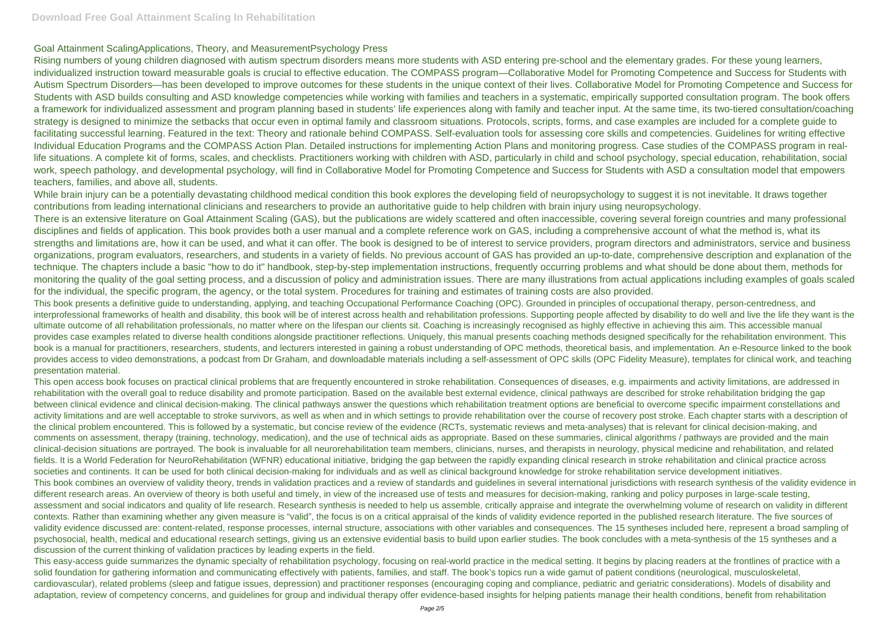Goal Attainment ScalingApplications, Theory, and MeasurementPsychology Press

Rising numbers of young children diagnosed with autism spectrum disorders means more students with ASD entering pre-school and the elementary grades. For these young learners, individualized instruction toward measurable goals is crucial to effective education. The COMPASS program—Collaborative Model for Promoting Competence and Success for Students with Autism Spectrum Disorders—has been developed to improve outcomes for these students in the unique context of their lives. Collaborative Model for Promoting Competence and Success for Students with ASD builds consulting and ASD knowledge competencies while working with families and teachers in a systematic, empirically supported consultation program. The book offers a framework for individualized assessment and program planning based in students' life experiences along with family and teacher input. At the same time, its two-tiered consultation/coaching strategy is designed to minimize the setbacks that occur even in optimal family and classroom situations. Protocols, scripts, forms, and case examples are included for a complete guide to facilitating successful learning. Featured in the text: Theory and rationale behind COMPASS. Self-evaluation tools for assessing core skills and competencies. Guidelines for writing effective Individual Education Programs and the COMPASS Action Plan. Detailed instructions for implementing Action Plans and monitoring progress. Case studies of the COMPASS program in real-life situations. A complete kit of forms, scales, and checklists. Practitioners working with children with ASD, particularly in child and school psychology, special education, rehabilitation, social work, speech pathology, and developmental psychology, will find in Collaborative Model for Promoting Competence and Success for Students with ASD a consultation model that empowers teachers, families, and above all, students.

While brain injury can be a potentially devastating childhood medical condition this book explores the developing field of neuropsychology to suggest it is not inevitable. It draws together contributions from leading international clinicians and researchers to provide an authoritative guide to help children with brain injury using neuropsychology.

There is an extensive literature on Goal Attainment Scaling (GAS), but the publications are widely scattered and often inaccessible, covering several foreign countries and many professional disciplines and fields of application. This book provides both a user manual and a complete reference work on GAS, including a comprehensive account of what the method is, what its strengths and limitations are, how it can be used, and what it can offer. The book is designed to be of interest to service providers, program directors and administrators, service and business organizations, program evaluators, researchers, and students in a variety of fields. No previous account of GAS has provided an up-to-date, comprehensive description and explanation of the technique. The chapters include a basic "how to do it" handbook, step-by-step implementation instructions, frequently occurring problems and what should be done about them, methods for monitoring the quality of the goal setting process, and a discussion of policy and administration issues. There are many illustrations from actual applications including examples of goals scaled for the individual, the specific program, the agency, or the total system. Procedures for training and estimates of training costs are also provided.

This book presents a definitive guide to understanding, applying, and teaching Occupational Performance Coaching (OPC). Grounded in principles of occupational therapy, person-centredness, and interprofessional frameworks of health and disability, this book will be of interest across health and rehabilitation professions. Supporting people affected by disability to do well and live the life they want is the ultimate outcome of all rehabilitation professionals, no matter where on the lifespan our clients sit. Coaching is increasingly recognised as highly effective in achieving this aim. This accessible manual provides case examples related to diverse health conditions alongside practitioner reflections. Uniquely, this manual presents coaching methods designed specifically for the rehabilitation environment. This book is a manual for practitioners, researchers, students, and lecturers interested in gaining a robust understanding of OPC methods, theoretical basis, and implementation. An e-Resource linked to the book provides access to video demonstrations, a podcast from Dr Graham, and downloadable materials including a self-assessment of OPC skills (OPC Fidelity Measure), templates for clinical work, and teaching presentation material.

This open access book focuses on practical clinical problems that are frequently encountered in stroke rehabilitation. Consequences of diseases, e.g. impairments and activity limitations, are addressed in rehabilitation with the overall goal to reduce disability and promote participation. Based on the available best external evidence, clinical pathways are described for stroke rehabilitation bridging the gap between clinical evidence and clinical decision-making. The clinical pathways answer the questions which rehabilitation treatment options are beneficial to overcome specific impairment constellations and activity limitations and are well acceptable to stroke survivors, as well as when and in which settings to provide rehabilitation over the course of recovery post stroke. Each chapter starts with a description of the clinical problem encountered. This is followed by a systematic, but concise review of the evidence (RCTs, systematic reviews and meta-analyses) that is relevant for clinical decision-making, and comments on assessment, therapy (training, technology, medication), and the use of technical aids as appropriate. Based on these summaries, clinical algorithms / pathways are provided and the main clinical-decision situations are portrayed. The book is invaluable for all neurorehabilitation team members, clinicians, nurses, and therapists in neurology, physical medicine and rehabilitation, and related fields. It is a World Federation for NeuroRehabilitation (WFNR) educational initiative, bridging the gap between the rapidly expanding clinical research in stroke rehabilitation and clinical practice across societies and continents. It can be used for both clinical decision-making for individuals and as well as clinical background knowledge for stroke rehabilitation service development initiatives.

This book combines an overview of validity theory, trends in validation practices and a review of standards and guidelines in several international jurisdictions with research synthesis of the validity evidence in different research areas. An overview of theory is both useful and timely, in view of the increased use of tests and measures for decision-making, ranking and policy purposes in large-scale testing, assessment and social indicators and quality of life research. Research synthesis is needed to help us assemble, critically appraise and integrate the overwhelming volume of research on validity in different contexts. Rather than examining whether any given measure is "valid", the focus is on a critical appraisal of the kinds of validity evidence reported in the published research literature. The five sources of validity evidence discussed are: content-related, response processes, internal structure, associations with other variables and consequences. The 15 syntheses included here, represent a broad sampling of psychosocial, health, medical and educational research settings, giving us an extensive evidential basis to build upon earlier studies. The book concludes with a meta-synthesis of the 15 syntheses and a discussion of the current thinking of validation practices by leading experts in the field.

This easy-access guide summarizes the dynamic specialty of rehabilitation psychology, focusing on real-world practice in the medical setting. It begins by placing readers at the frontlines of practice with a solid foundation for gathering information and communicating effectively with patients, families, and staff. The book's topics run a wide gamut of patient conditions (neurological, musculoskeletal, cardiovascular), related problems (sleep and fatigue issues, depression) and practitioner responses (encouraging coping and compliance, pediatric and geriatric considerations). Models of disability and adaptation, review of competency concerns, and guidelines for group and individual therapy offer evidence-based insights for helping patients manage their health conditions, benefit from rehabilitation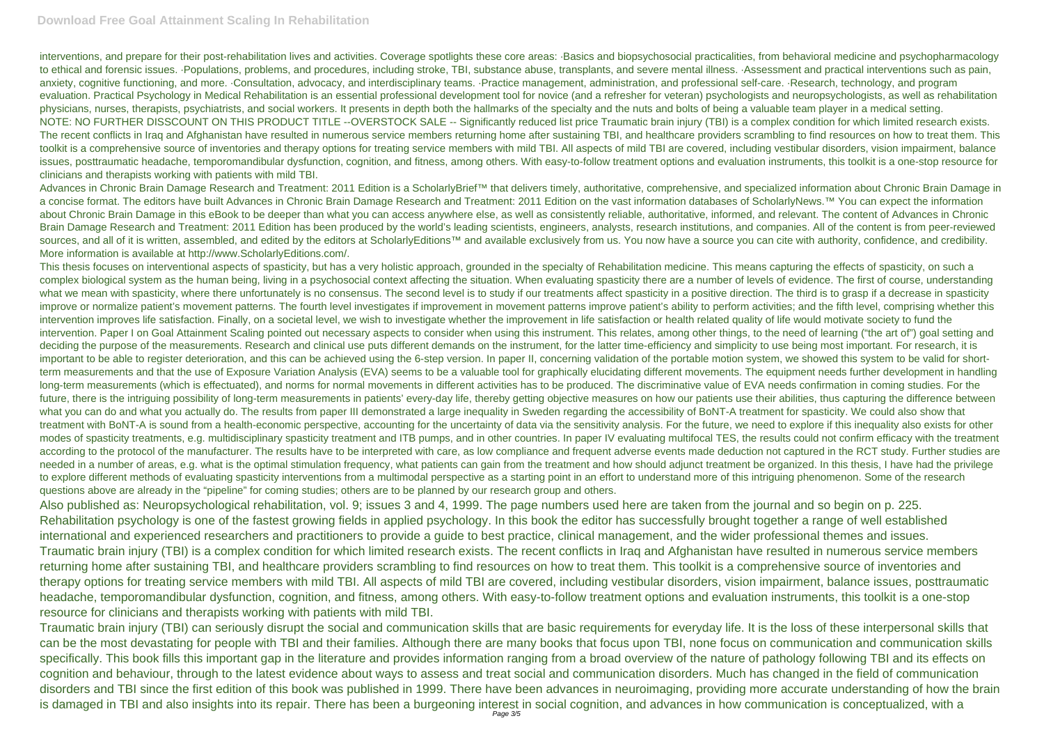interventions, and prepare for their post-rehabilitation lives and activities. Coverage spotlights these core areas: ·Basics and biopsychosocial practicalities, from behavioral medicine and psychopharmacology to ethical and forensic issues. ·Populations, problems, and procedures, including stroke, TBI, substance abuse, transplants, and severe mental illness. ·Assessment and practical interventions such as pain, anxiety, cognitive functioning, and more. ·Consultation, advocacy, and interdisciplinary teams. ·Practice management, administration, and professional self-care. ·Research, technology, and program evaluation. Practical Psychology in Medical Rehabilitation is an essential professional development tool for novice (and a refresher for veteran) psychologists and neuropsychologists, as well as rehabilitation physicians, nurses, therapists, psychiatrists, and social workers. It presents in depth both the hallmarks of the specialty and the nuts and bolts of being a valuable team player in a medical setting.

NOTE: NO FURTHER DISSCOUNT ON THIS PRODUCT TITLE --OVERSTOCK SALE -- Significantly reduced list price Traumatic brain injury (TBI) is a complex condition for which limited research exists. The recent conflicts in Iraq and Afghanistan have resulted in numerous service members returning home after sustaining TBI, and healthcare providers scrambling to find resources on how to treat them. This toolkit is a comprehensive source of inventories and therapy options for treating service members with mild TBI. All aspects of mild TBI are covered, including vestibular disorders, vision impairment, balance issues, posttraumatic headache, temporomandibular dysfunction, cognition, and fitness, among others. With easy-to-follow treatment options and evaluation instruments, this toolkit is a one-stop resource for clinicians and therapists working with patients with mild TBI.

Advances in Chronic Brain Damage Research and Treatment: 2011 Edition is a ScholarlyBrief™ that delivers timely, authoritative, comprehensive, and specialized information about Chronic Brain Damage in a concise format. The editors have built Advances in Chronic Brain Damage Research and Treatment: 2011 Edition on the vast information databases of ScholarlyNews.™ You can expect the information about Chronic Brain Damage in this eBook to be deeper than what you can access anywhere else, as well as consistently reliable, authoritative, informed, and relevant. The content of Advances in Chronic Brain Damage Research and Treatment: 2011 Edition has been produced by the world's leading scientists, engineers, analysts, research institutions, and companies. All of the content is from peer-reviewed sources, and all of it is written, assembled, and edited by the editors at ScholarlyEditions™ and available exclusively from us. You now have a source you can cite with authority, confidence, and credibility. More information is available at http://www.ScholarlyEditions.com/.

This thesis focuses on interventional aspects of spasticity, but has a very holistic approach, grounded in the specialty of Rehabilitation medicine. This means capturing the effects of spasticity, on such a complex biological system as the human being, living in a psychosocial context affecting the situation. When evaluating spasticity there are a number of levels of evidence. The first of course, understanding what we mean with spasticity, where there unfortunately is no consensus. The second level is to study if our treatments affect spasticity in a positive direction. The third is to grasp if a decrease in spasticity improve or normalize patient's movement patterns. The fourth level investigates if improvement in movement patterns improve patient's ability to perform activities; and the fifth level, comprising whether this intervention improves life satisfaction. Finally, on a societal level, we wish to investigate whether the improvement in life satisfaction or health related quality of life would motivate society to fund the intervention. Paper I on Goal Attainment Scaling pointed out necessary aspects to consider when using this instrument. This relates, among other things, to the need of learning ("the art of") goal setting and deciding the purpose of the measurements. Research and clinical use puts different demands on the instrument, for the latter time-efficiency and simplicity to use being most important. For research, it is important to be able to register deterioration, and this can be achieved using the 6-step version. In paper II, concerning validation of the portable motion system, we showed this system to be valid for short-term measurements and that the use of Exposure Variation Analysis (EVA) seems to be a valuable tool for graphically elucidating different movements. The equipment needs further development in handling long-term measurements (which is effectuated), and norms for normal movements in different activities has to be produced. The discriminative value of EVA needs confirmation in coming studies. For the future, there is the intriguing possibility of long-term measurements in patients' every-day life, thereby getting objective measures on how our patients use their abilities, thus capturing the difference between what you can do and what you actually do. The results from paper III demonstrated a large inequality in Sweden regarding the accessibility of BoNT-A treatment for spasticity. We could also show that treatment with BoNT-A is sound from a health-economic perspective, accounting for the uncertainty of data via the sensitivity analysis. For the future, we need to explore if this inequality also exists for other modes of spasticity treatments, e.g. multidisciplinary spasticity treatment and ITB pumps, and in other countries. In paper IV evaluating multifocal TES, the results could not confirm efficacy with the treatment according to the protocol of the manufacturer. The results have to be interpreted with care, as low compliance and frequent adverse events made deduction not captured in the RCT study. Further studies are needed in a number of areas, e.g. what is the optimal stimulation frequency, what patients can gain from the treatment and how should adjunct treatment be organized. In this thesis, I have had the privilege to explore different methods of evaluating spasticity interventions from a multimodal perspective as a starting point in an effort to understand more of this intriguing phenomenon. Some of the research questions above are already in the "pipeline" for coming studies; others are to be planned by our research group and others.

Also published as: Neuropsychological rehabilitation, vol. 9; issues 3 and 4, 1999. The page numbers used here are taken from the journal and so begin on p. 225.

Rehabilitation psychology is one of the fastest growing fields in applied psychology. In this book the editor has successfully brought together a range of well established international and experienced researchers and practitioners to provide a guide to best practice, clinical management, and the wider professional themes and issues.

Traumatic brain injury (TBI) is a complex condition for which limited research exists. The recent conflicts in Iraq and Afghanistan have resulted in numerous service members returning home after sustaining TBI, and healthcare providers scrambling to find resources on how to treat them. This toolkit is a comprehensive source of inventories and therapy options for treating service members with mild TBI. All aspects of mild TBI are covered, including vestibular disorders, vision impairment, balance issues, posttraumatic headache, temporomandibular dysfunction, cognition, and fitness, among others. With easy-to-follow treatment options and evaluation instruments, this toolkit is a one-stop resource for clinicians and therapists working with patients with mild TBI.

Traumatic brain injury (TBI) can seriously disrupt the social and communication skills that are basic requirements for everyday life. It is the loss of these interpersonal skills that can be the most devastating for people with TBI and their families. Although there are many books that focus upon TBI, none focus on communication and communication skills specifically. This book fills this important gap in the literature and provides information ranging from a broad overview of the nature of pathology following TBI and its effects on cognition and behaviour, through to the latest evidence about ways to assess and treat social and communication disorders. Much has changed in the field of communication disorders and TBI since the first edition of this book was published in 1999. There have been advances in neuroimaging, providing more accurate understanding of how the brain is damaged in TBI and also insights into its repair. There has been a burgeoning interest in social cognition, and advances in how communication is conceptualized, with a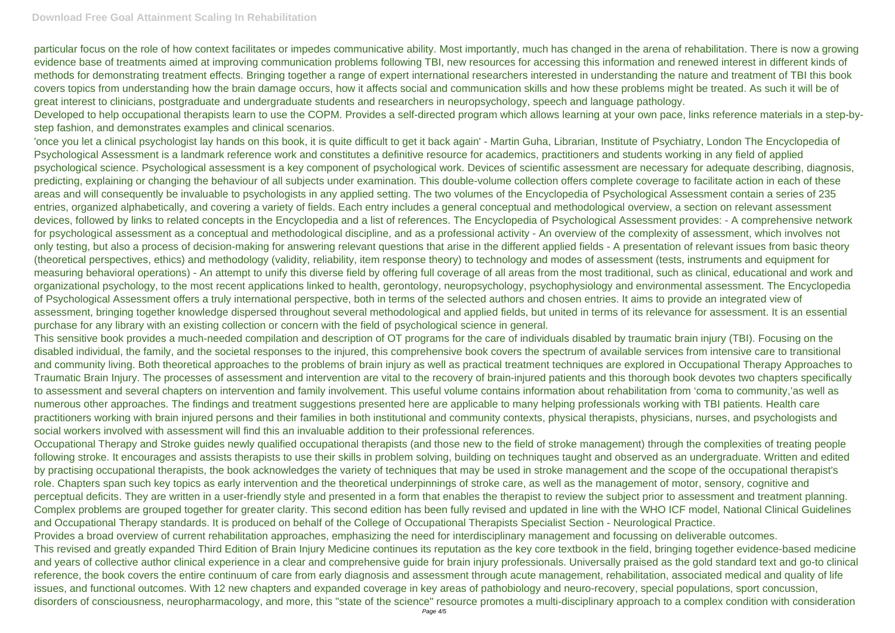particular focus on the role of how context facilitates or impedes communicative ability. Most importantly, much has changed in the arena of rehabilitation. There is now a growing evidence base of treatments aimed at improving communication problems following TBI, new resources for accessing this information and renewed interest in different kinds of methods for demonstrating treatment effects. Bringing together a range of expert international researchers interested in understanding the nature and treatment of TBI this book covers topics from understanding how the brain damage occurs, how it affects social and communication skills and how these problems might be treated. As such it will be of great interest to clinicians, postgraduate and undergraduate students and researchers in neuropsychology, speech and language pathology.

Developed to help occupational therapists learn to use the COPM. Provides a self-directed program which allows learning at your own pace, links reference materials in a step-by-step fashion, and demonstrates examples and clinical scenarios.

'once you let a clinical psychologist lay hands on this book, it is quite difficult to get it back again' - Martin Guha, Librarian, Institute of Psychiatry, London The Encyclopedia of Psychological Assessment is a landmark reference work and constitutes a definitive resource for academics, practitioners and students working in any field of applied psychological science. Psychological assessment is a key component of psychological work. Devices of scientific assessment are necessary for adequate describing, diagnosis, predicting, explaining or changing the behaviour of all subjects under examination. This double-volume collection offers complete coverage to facilitate action in each of these areas and will consequently be invaluable to psychologists in any applied setting. The two volumes of the Encyclopedia of Psychological Assessment contain a series of 235 entries, organized alphabetically, and covering a variety of fields. Each entry includes a general conceptual and methodological overview, a section on relevant assessment devices, followed by links to related concepts in the Encyclopedia and a list of references. The Encyclopedia of Psychological Assessment provides: - A comprehensive network for psychological assessment as a conceptual and methodological discipline, and as a professional activity - An overview of the complexity of assessment, which involves not only testing, but also a process of decision-making for answering relevant questions that arise in the different applied fields - A presentation of relevant issues from basic theory (theoretical perspectives, ethics) and methodology (validity, reliability, item response theory) to technology and modes of assessment (tests, instruments and equipment for measuring behavioral operations) - An attempt to unify this diverse field by offering full coverage of all areas from the most traditional, such as clinical, educational and work and organizational psychology, to the most recent applications linked to health, gerontology, neuropsychology, psychophysiology and environmental assessment. The Encyclopedia of Psychological Assessment offers a truly international perspective, both in terms of the selected authors and chosen entries. It aims to provide an integrated view of assessment, bringing together knowledge dispersed throughout several methodological and applied fields, but united in terms of its relevance for assessment. It is an essential purchase for any library with an existing collection or concern with the field of psychological science in general.

This sensitive book provides a much-needed compilation and description of OT programs for the care of individuals disabled by traumatic brain injury (TBI). Focusing on the disabled individual, the family, and the societal responses to the injured, this comprehensive book covers the spectrum of available services from intensive care to transitional and community living. Both theoretical approaches to the problems of brain injury as well as practical treatment techniques are explored in Occupational Therapy Approaches to Traumatic Brain Injury. The processes of assessment and intervention are vital to the recovery of brain-injured patients and this thorough book devotes two chapters specifically to assessment and several chapters on intervention and family involvement. This useful volume contains information about rehabilitation from 'coma to community,'as well as numerous other approaches. The findings and treatment suggestions presented here are applicable to many helping professionals working with TBI patients. Health care practitioners working with brain injured persons and their families in both institutional and community contexts, physical therapists, physicians, nurses, and psychologists and social workers involved with assessment will find this an invaluable addition to their professional references.

Occupational Therapy and Stroke guides newly qualified occupational therapists (and those new to the field of stroke management) through the complexities of treating people following stroke. It encourages and assists therapists to use their skills in problem solving, building on techniques taught and observed as an undergraduate. Written and edited by practising occupational therapists, the book acknowledges the variety of techniques that may be used in stroke management and the scope of the occupational therapist's role. Chapters span such key topics as early intervention and the theoretical underpinnings of stroke care, as well as the management of motor, sensory, cognitive and perceptual deficits. They are written in a user-friendly style and presented in a form that enables the therapist to review the subject prior to assessment and treatment planning. Complex problems are grouped together for greater clarity. This second edition has been fully revised and updated in line with the WHO ICF model, National Clinical Guidelines and Occupational Therapy standards. It is produced on behalf of the College of Occupational Therapists Specialist Section - Neurological Practice.

Provides a broad overview of current rehabilitation approaches, emphasizing the need for interdisciplinary management and focussing on deliverable outcomes.

This revised and greatly expanded Third Edition of Brain Injury Medicine continues its reputation as the key core textbook in the field, bringing together evidence-based medicine and years of collective author clinical experience in a clear and comprehensive guide for brain injury professionals. Universally praised as the gold standard text and go-to clinical reference, the book covers the entire continuum of care from early diagnosis and assessment through acute management, rehabilitation, associated medical and quality of life issues, and functional outcomes. With 12 new chapters and expanded coverage in key areas of pathobiology and neuro-recovery, special populations, sport concussion, disorders of consciousness, neuropharmacology, and more, this "state of the science" resource promotes a multi-disciplinary approach to a complex condition with consideration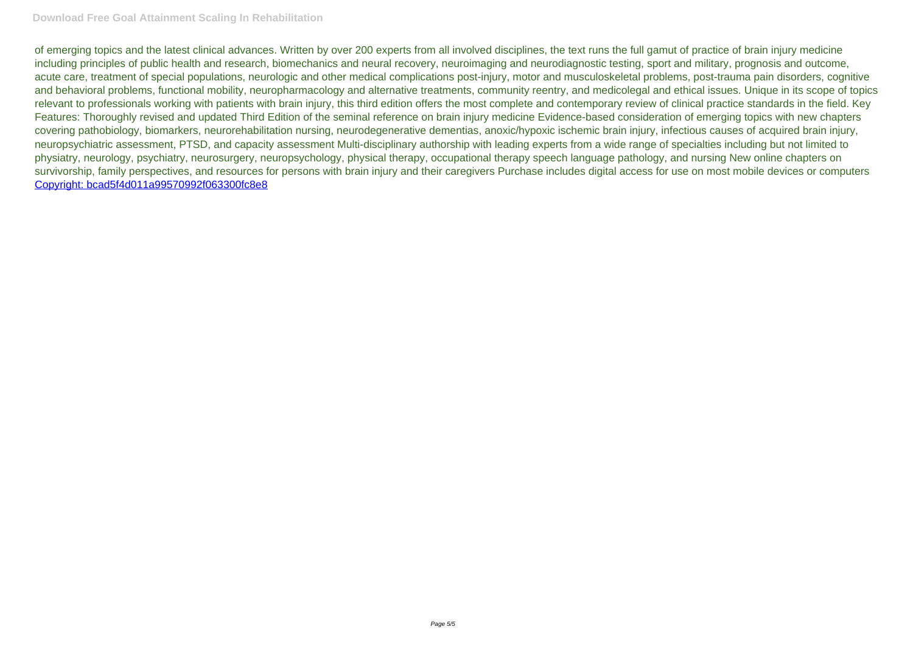of emerging topics and the latest clinical advances. Written by over 200 experts from all involved disciplines, the text runs the full gamut of practice of brain injury medicine including principles of public health and research, biomechanics and neural recovery, neuroimaging and neurodiagnostic testing, sport and military, prognosis and outcome, acute care, treatment of special populations, neurologic and other medical complications post-injury, motor and musculoskeletal problems, post-trauma pain disorders, cognitive and behavioral problems, functional mobility, neuropharmacology and alternative treatments, community reentry, and medicolegal and ethical issues. Unique in its scope of topics relevant to professionals working with patients with brain injury, this third edition offers the most complete and contemporary review of clinical practice standards in the field. Key Features: Thoroughly revised and updated Third Edition of the seminal reference on brain injury medicine Evidence-based consideration of emerging topics with new chapters covering pathobiology, biomarkers, neurorehabilitation nursing, neurodegenerative dementias, anoxic/hypoxic ischemic brain injury, infectious causes of acquired brain injury, neuropsychiatric assessment, PTSD, and capacity assessment Multi-disciplinary authorship with leading experts from a wide range of specialties including but not limited to physiatry, neurology, psychiatry, neurosurgery, neuropsychology, physical therapy, occupational therapy speech language pathology, and nursing New online chapters on survivorship, family perspectives, and resources for persons with brain injury and their caregivers Purchase includes digital access for use on most mobile devices or computers

Copyright: bcad5f4d011a99570992f063300fc8e8